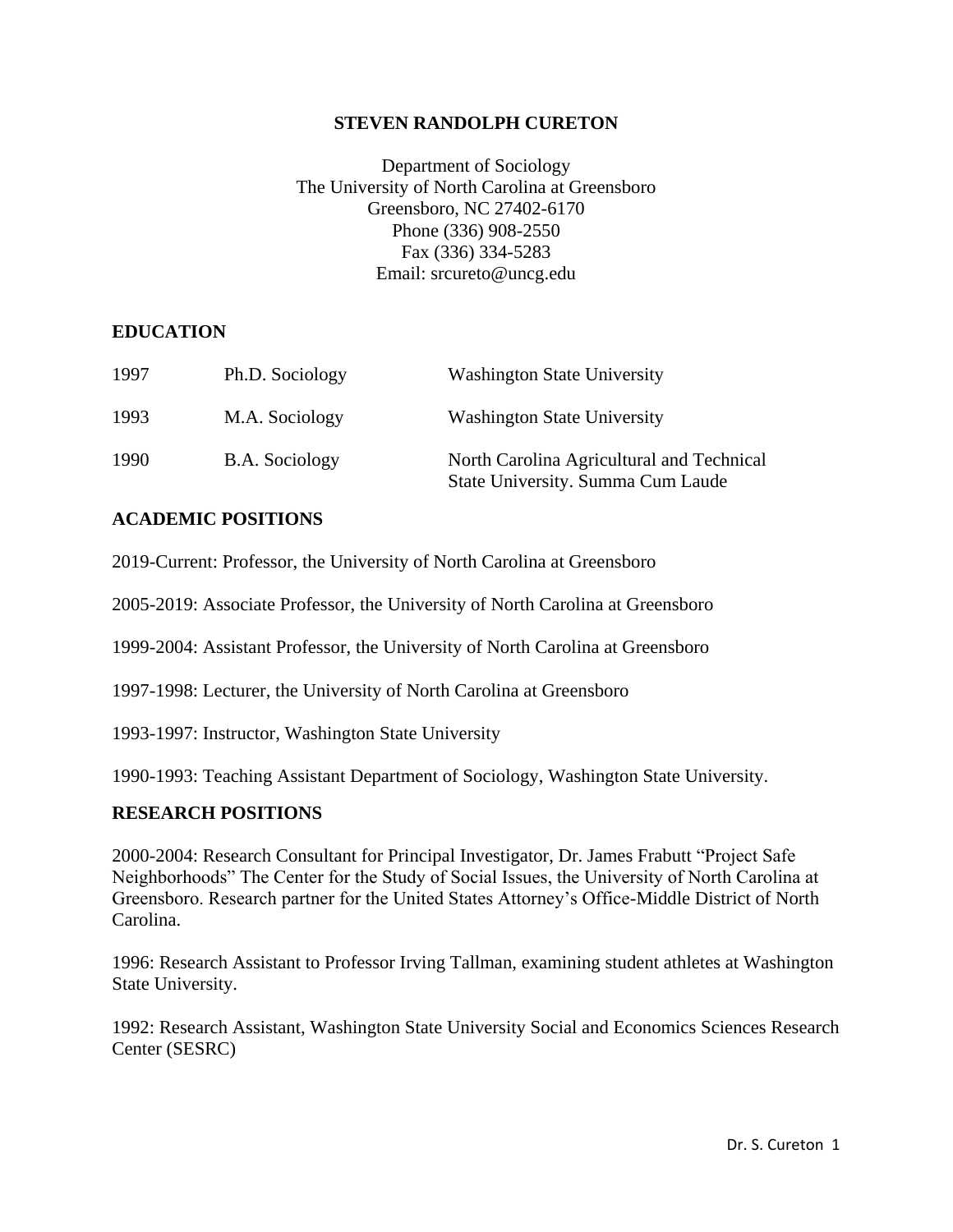# STEVEN RANDOLPH CURETON

Department of Sociology
The University of North Carolina at Greensboro
Greensboro, NC 27402-6170
Phone (336) 908-2550
Fax (336) 334-5283
Email: srcureto@uncg.edu

## EDUCATION

| | | |
|---|---|---|
| 1997 | Ph.D. Sociology | Washington State University |
| 1993 | M.A. Sociology | Washington State University |
| 1990 | B.A. Sociology | North Carolina Agricultural and Technical State University. Summa Cum Laude |

## ACADEMIC POSITIONS

2019-Current: Professor, the University of North Carolina at Greensboro

2005-2019: Associate Professor, the University of North Carolina at Greensboro

1999-2004: Assistant Professor, the University of North Carolina at Greensboro

1997-1998: Lecturer, the University of North Carolina at Greensboro

1993-1997: Instructor, Washington State University

1990-1993: Teaching Assistant Department of Sociology, Washington State University.

## RESEARCH POSITIONS

2000-2004: Research Consultant for Principal Investigator, Dr. James Frabutt "Project Safe Neighborhoods" The Center for the Study of Social Issues, the University of North Carolina at Greensboro. Research partner for the United States Attorney's Office-Middle District of North Carolina.

1996: Research Assistant to Professor Irving Tallman, examining student athletes at Washington State University.

1992: Research Assistant, Washington State University Social and Economics Sciences Research Center (SESRC)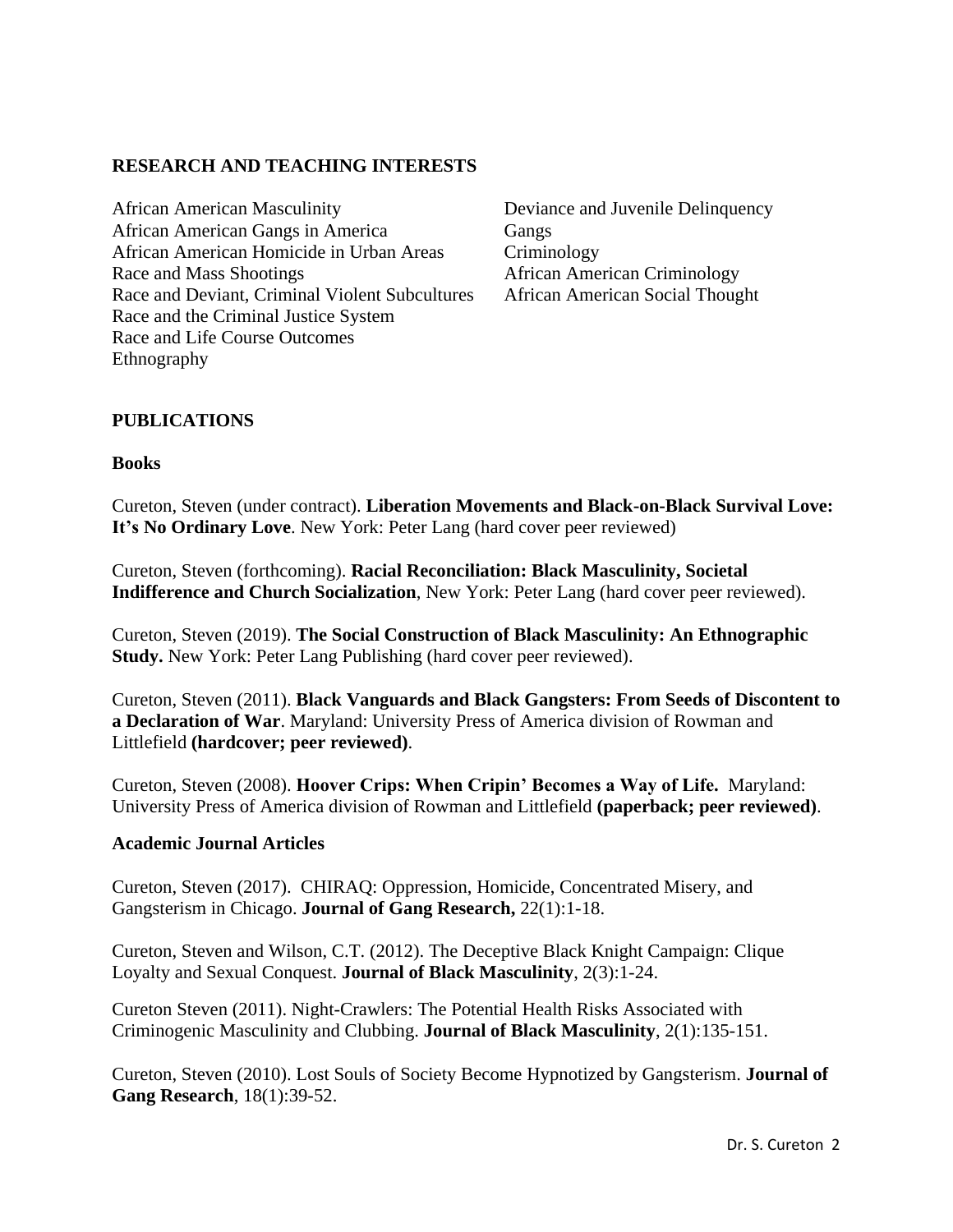## RESEARCH AND TEACHING INTERESTS

African American Masculinity
African American Gangs in America
African American Homicide in Urban Areas
Race and Mass Shootings
Race and Deviant, Criminal Violent Subcultures
Race and the Criminal Justice System
Race and Life Course Outcomes
Ethnography
Deviance and Juvenile Delinquency
Gangs
Criminology
African American Criminology
African American Social Thought

## PUBLICATIONS

### Books

Cureton, Steven (under contract). **Liberation Movements and Black-on-Black Survival Love: It's No Ordinary Love**. New York: Peter Lang (hard cover peer reviewed)

Cureton, Steven (forthcoming). **Racial Reconciliation: Black Masculinity, Societal Indifference and Church Socialization**, New York: Peter Lang (hard cover peer reviewed).

Cureton, Steven (2019). **The Social Construction of Black Masculinity: An Ethnographic Study.** New York: Peter Lang Publishing (hard cover peer reviewed).

Cureton, Steven (2011). **Black Vanguards and Black Gangsters: From Seeds of Discontent to a Declaration of War**. Maryland: University Press of America division of Rowman and Littlefield **(hardcover; peer reviewed)**.

Cureton, Steven (2008). **Hoover Crips: When Cripin' Becomes a Way of Life.** Maryland: University Press of America division of Rowman and Littlefield **(paperback; peer reviewed)**.

### Academic Journal Articles

Cureton, Steven (2017). CHIRAQ: Oppression, Homicide, Concentrated Misery, and Gangsterism in Chicago. **Journal of Gang Research,** 22(1):1-18.

Cureton, Steven and Wilson, C.T. (2012). The Deceptive Black Knight Campaign: Clique Loyalty and Sexual Conquest. **Journal of Black Masculinity**, 2(3):1-24.

Cureton Steven (2011). Night-Crawlers: The Potential Health Risks Associated with Criminogenic Masculinity and Clubbing. **Journal of Black Masculinity**, 2(1):135-151.

Cureton, Steven (2010). Lost Souls of Society Become Hypnotized by Gangsterism. **Journal of Gang Research**, 18(1):39-52.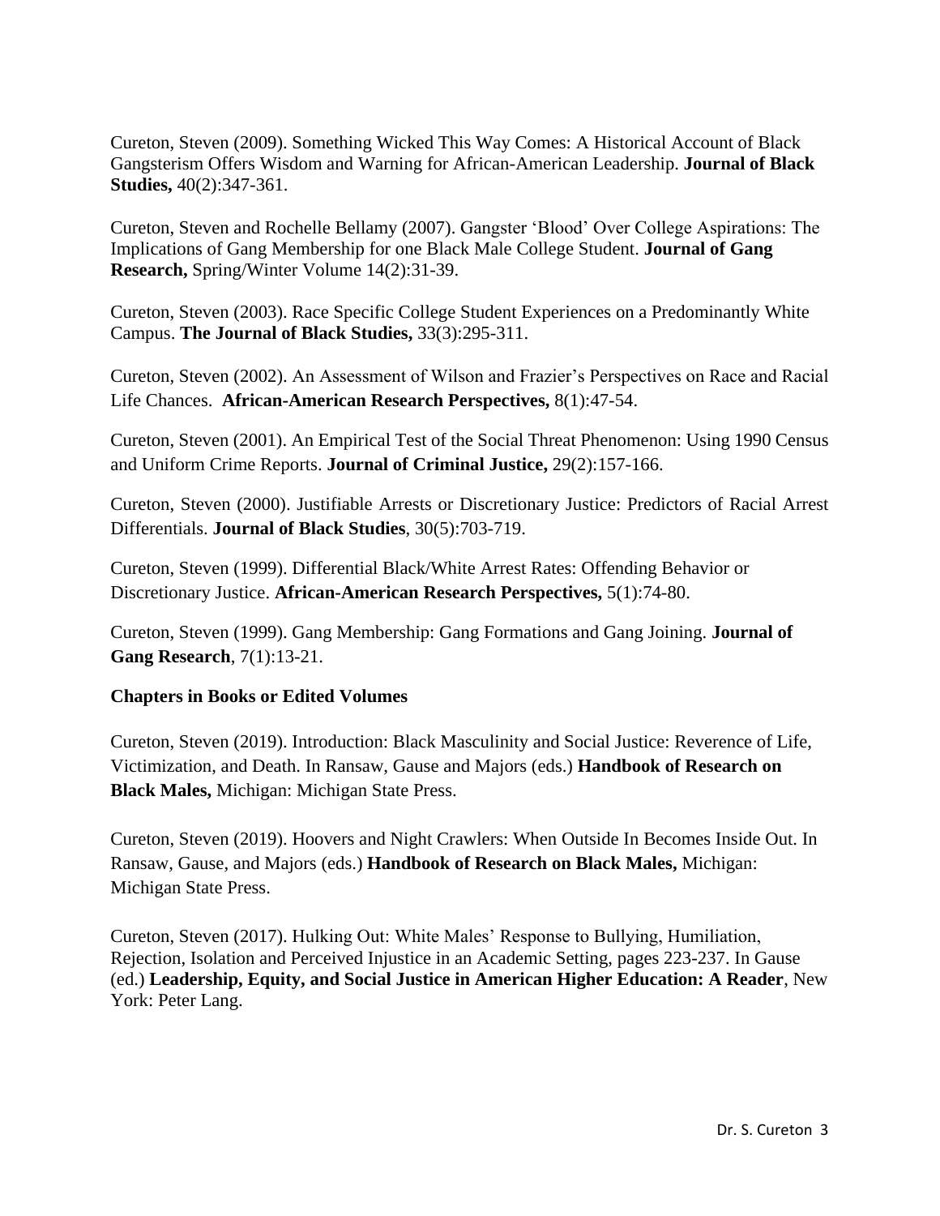Cureton, Steven (2009). Something Wicked This Way Comes: A Historical Account of Black Gangsterism Offers Wisdom and Warning for African-American Leadership. **Journal of Black Studies,** 40(2):347-361.

Cureton, Steven and Rochelle Bellamy (2007). Gangster 'Blood' Over College Aspirations: The Implications of Gang Membership for one Black Male College Student. **Journal of Gang Research,** Spring/Winter Volume 14(2):31-39.

Cureton, Steven (2003). Race Specific College Student Experiences on a Predominantly White Campus. **The Journal of Black Studies,** 33(3):295-311.

Cureton, Steven (2002). An Assessment of Wilson and Frazier's Perspectives on Race and Racial Life Chances. **African-American Research Perspectives,** 8(1):47-54.

Cureton, Steven (2001). An Empirical Test of the Social Threat Phenomenon: Using 1990 Census and Uniform Crime Reports. **Journal of Criminal Justice,** 29(2):157-166.

Cureton, Steven (2000). Justifiable Arrests or Discretionary Justice: Predictors of Racial Arrest Differentials. **Journal of Black Studies**, 30(5):703-719.

Cureton, Steven (1999). Differential Black/White Arrest Rates: Offending Behavior or Discretionary Justice. **African-American Research Perspectives,** 5(1):74-80.

Cureton, Steven (1999). Gang Membership: Gang Formations and Gang Joining. **Journal of Gang Research**, 7(1):13-21.

**Chapters in Books or Edited Volumes**

Cureton, Steven (2019). Introduction: Black Masculinity and Social Justice: Reverence of Life, Victimization, and Death. In Ransaw, Gause and Majors (eds.) **Handbook of Research on Black Males,** Michigan: Michigan State Press.

Cureton, Steven (2019). Hoovers and Night Crawlers: When Outside In Becomes Inside Out. In Ransaw, Gause, and Majors (eds.) **Handbook of Research on Black Males,** Michigan: Michigan State Press.

Cureton, Steven (2017). Hulking Out: White Males' Response to Bullying, Humiliation, Rejection, Isolation and Perceived Injustice in an Academic Setting, pages 223-237. In Gause (ed.) **Leadership, Equity, and Social Justice in American Higher Education: A Reader**, New York: Peter Lang.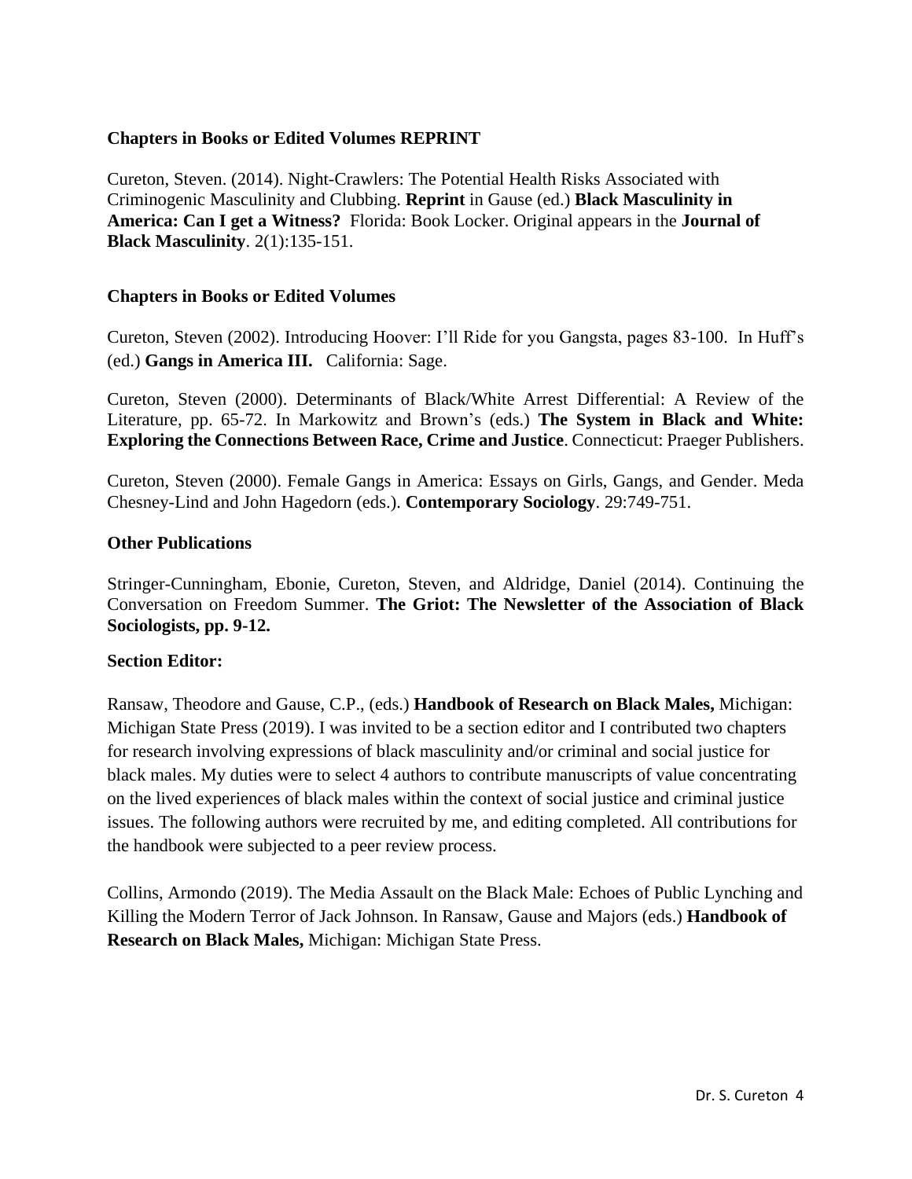### Chapters in Books or Edited Volumes REPRINT

Cureton, Steven. (2014). Night-Crawlers: The Potential Health Risks Associated with Criminogenic Masculinity and Clubbing. **Reprint** in Gause (ed.) **Black Masculinity in America: Can I get a Witness?** Florida: Book Locker. Original appears in the **Journal of Black Masculinity**. 2(1):135-151.

### Chapters in Books or Edited Volumes

Cureton, Steven (2002). Introducing Hoover: I'll Ride for you Gangsta, pages 83-100. In Huff's (ed.) **Gangs in America III.** California: Sage.

Cureton, Steven (2000). Determinants of Black/White Arrest Differential: A Review of the Literature, pp. 65-72. In Markowitz and Brown's (eds.) **The System in Black and White: Exploring the Connections Between Race, Crime and Justice**. Connecticut: Praeger Publishers.

Cureton, Steven (2000). Female Gangs in America: Essays on Girls, Gangs, and Gender. Meda Chesney-Lind and John Hagedorn (eds.). **Contemporary Sociology**. 29:749-751.

### Other Publications

Stringer-Cunningham, Ebonie, Cureton, Steven, and Aldridge, Daniel (2014). Continuing the Conversation on Freedom Summer. **The Griot: The Newsletter of the Association of Black Sociologists, pp. 9-12.**

### Section Editor:

Ransaw, Theodore and Gause, C.P., (eds.) **Handbook of Research on Black Males,** Michigan: Michigan State Press (2019). I was invited to be a section editor and I contributed two chapters for research involving expressions of black masculinity and/or criminal and social justice for black males. My duties were to select 4 authors to contribute manuscripts of value concentrating on the lived experiences of black males within the context of social justice and criminal justice issues. The following authors were recruited by me, and editing completed. All contributions for the handbook were subjected to a peer review process.

Collins, Armondo (2019). The Media Assault on the Black Male: Echoes of Public Lynching and Killing the Modern Terror of Jack Johnson. In Ransaw, Gause and Majors (eds.) **Handbook of Research on Black Males,** Michigan: Michigan State Press.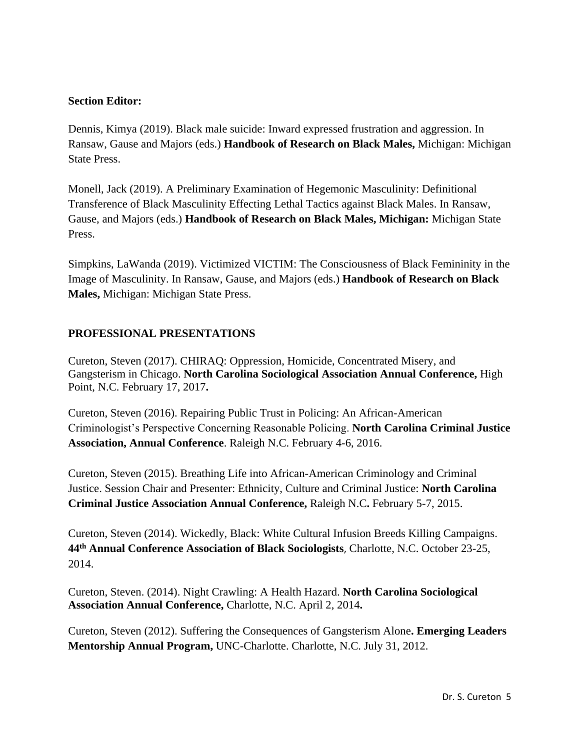**Section Editor:**

Dennis, Kimya (2019). Black male suicide: Inward expressed frustration and aggression. In Ransaw, Gause and Majors (eds.) **Handbook of Research on Black Males,** Michigan: Michigan State Press.

Monell, Jack (2019). A Preliminary Examination of Hegemonic Masculinity: Definitional Transference of Black Masculinity Effecting Lethal Tactics against Black Males. In Ransaw, Gause, and Majors (eds.) **Handbook of Research on Black Males, Michigan:** Michigan State Press.

Simpkins, LaWanda (2019). Victimized VICTIM: The Consciousness of Black Femininity in the Image of Masculinity. In Ransaw, Gause, and Majors (eds.) **Handbook of Research on Black Males,** Michigan: Michigan State Press.

## PROFESSIONAL PRESENTATIONS

Cureton, Steven (2017). CHIRAQ: Oppression, Homicide, Concentrated Misery, and Gangsterism in Chicago. **North Carolina Sociological Association Annual Conference,** High Point, N.C. February 17, 2017**.**

Cureton, Steven (2016). Repairing Public Trust in Policing: An African-American Criminologist's Perspective Concerning Reasonable Policing. **North Carolina Criminal Justice Association, Annual Conference**. Raleigh N.C. February 4-6, 2016.

Cureton, Steven (2015). Breathing Life into African-American Criminology and Criminal Justice. Session Chair and Presenter: Ethnicity, Culture and Criminal Justice: **North Carolina Criminal Justice Association Annual Conference,** Raleigh N.C**.** February 5-7, 2015.

Cureton, Steven (2014). Wickedly, Black: White Cultural Infusion Breeds Killing Campaigns. **44th Annual Conference Association of Black Sociologists***,* Charlotte, N.C. October 23-25, 2014.

Cureton, Steven. (2014). Night Crawling: A Health Hazard. **North Carolina Sociological Association Annual Conference,** Charlotte, N.C. April 2, 2014**.**

Cureton, Steven (2012). Suffering the Consequences of Gangsterism Alone**. Emerging Leaders Mentorship Annual Program,** UNC-Charlotte. Charlotte, N.C. July 31, 2012.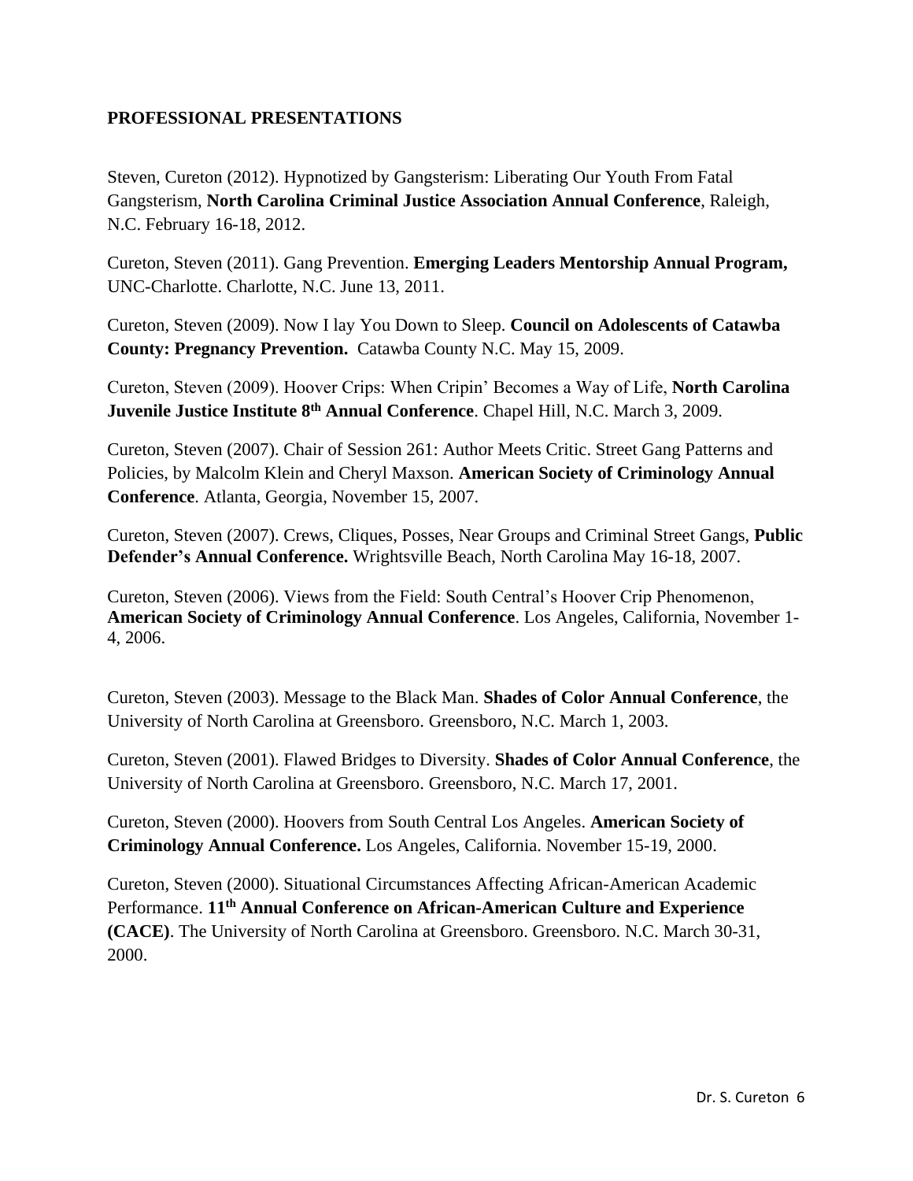## PROFESSIONAL PRESENTATIONS

Steven, Cureton (2012). Hypnotized by Gangsterism: Liberating Our Youth From Fatal Gangsterism, **North Carolina Criminal Justice Association Annual Conference**, Raleigh, N.C. February 16-18, 2012.

Cureton, Steven (2011). Gang Prevention. **Emerging Leaders Mentorship Annual Program,** UNC-Charlotte. Charlotte, N.C. June 13, 2011.

Cureton, Steven (2009). Now I lay You Down to Sleep. **Council on Adolescents of Catawba County: Pregnancy Prevention.** Catawba County N.C. May 15, 2009.

Cureton, Steven (2009). Hoover Crips: When Cripin' Becomes a Way of Life, **North Carolina Juvenile Justice Institute 8th Annual Conference**. Chapel Hill, N.C. March 3, 2009.

Cureton, Steven (2007). Chair of Session 261: Author Meets Critic. Street Gang Patterns and Policies, by Malcolm Klein and Cheryl Maxson. **American Society of Criminology Annual Conference**. Atlanta, Georgia, November 15, 2007.

Cureton, Steven (2007). Crews, Cliques, Posses, Near Groups and Criminal Street Gangs, **Public Defender's Annual Conference.** Wrightsville Beach, North Carolina May 16-18, 2007.

Cureton, Steven (2006). Views from the Field: South Central's Hoover Crip Phenomenon, **American Society of Criminology Annual Conference**. Los Angeles, California, November 1-4, 2006.

Cureton, Steven (2003). Message to the Black Man. **Shades of Color Annual Conference**, the University of North Carolina at Greensboro. Greensboro, N.C. March 1, 2003.

Cureton, Steven (2001). Flawed Bridges to Diversity. **Shades of Color Annual Conference**, the University of North Carolina at Greensboro. Greensboro, N.C. March 17, 2001.

Cureton, Steven (2000). Hoovers from South Central Los Angeles. **American Society of Criminology Annual Conference.** Los Angeles, California. November 15-19, 2000.

Cureton, Steven (2000). Situational Circumstances Affecting African-American Academic Performance. **11th Annual Conference on African-American Culture and Experience (CACE)**. The University of North Carolina at Greensboro. Greensboro. N.C. March 30-31, 2000.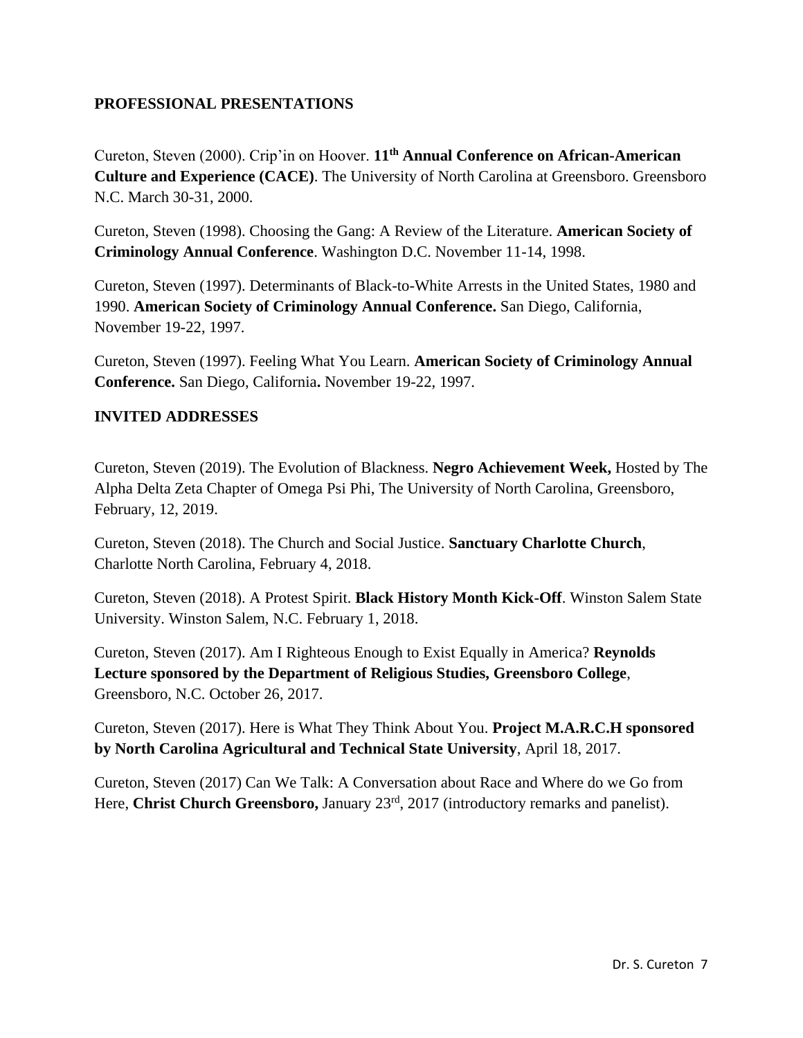**PROFESSIONAL PRESENTATIONS**

Cureton, Steven (2000). Crip'in on Hoover. **11th Annual Conference on African-American Culture and Experience (CACE)**. The University of North Carolina at Greensboro. Greensboro N.C. March 30-31, 2000.

Cureton, Steven (1998). Choosing the Gang: A Review of the Literature. **American Society of Criminology Annual Conference**. Washington D.C. November 11-14, 1998.

Cureton, Steven (1997). Determinants of Black-to-White Arrests in the United States, 1980 and 1990. **American Society of Criminology Annual Conference.** San Diego, California, November 19-22, 1997.

Cureton, Steven (1997). Feeling What You Learn. **American Society of Criminology Annual Conference.** San Diego, California**.** November 19-22, 1997.

**INVITED ADDRESSES**

Cureton, Steven (2019). The Evolution of Blackness. **Negro Achievement Week,** Hosted by The Alpha Delta Zeta Chapter of Omega Psi Phi, The University of North Carolina, Greensboro, February, 12, 2019.

Cureton, Steven (2018). The Church and Social Justice. **Sanctuary Charlotte Church**, Charlotte North Carolina, February 4, 2018.

Cureton, Steven (2018). A Protest Spirit. **Black History Month Kick-Off**. Winston Salem State University. Winston Salem, N.C. February 1, 2018.

Cureton, Steven (2017). Am I Righteous Enough to Exist Equally in America? **Reynolds Lecture sponsored by the Department of Religious Studies, Greensboro College**, Greensboro, N.C. October 26, 2017.

Cureton, Steven (2017). Here is What They Think About You. **Project M.A.R.C.H sponsored by North Carolina Agricultural and Technical State University**, April 18, 2017.

Cureton, Steven (2017) Can We Talk: A Conversation about Race and Where do we Go from Here, **Christ Church Greensboro,** January 23rd, 2017 (introductory remarks and panelist).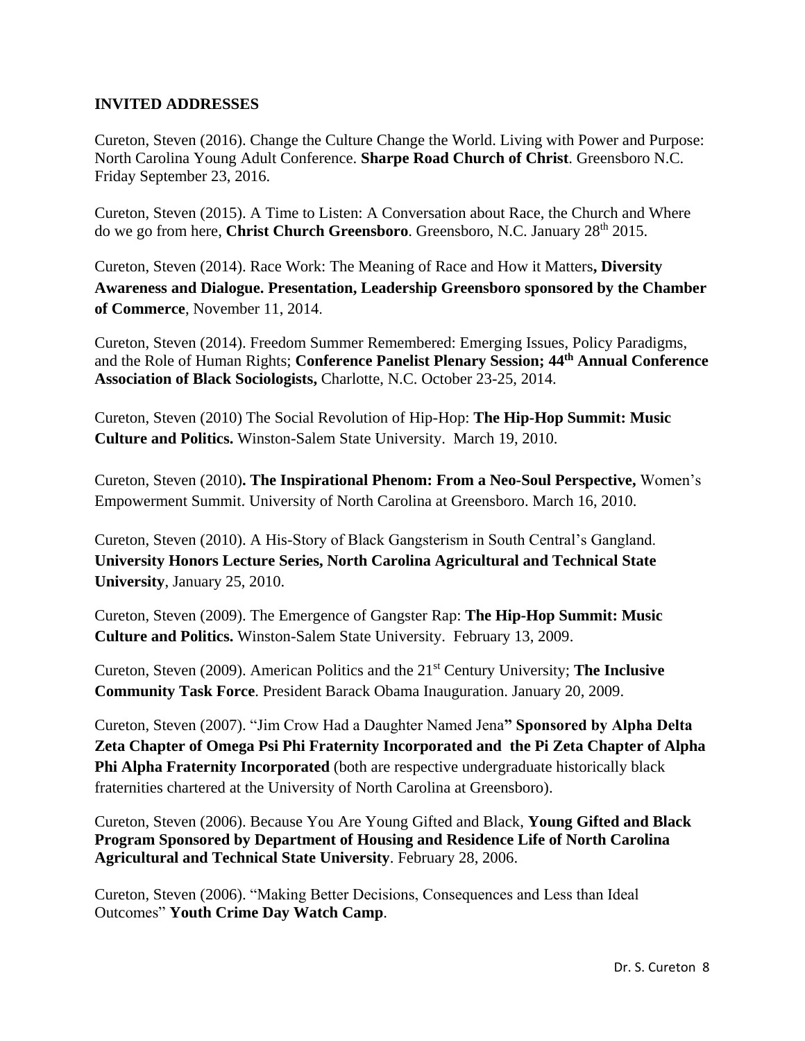**INVITED ADDRESSES**

Cureton, Steven (2016). Change the Culture Change the World. Living with Power and Purpose: North Carolina Young Adult Conference. **Sharpe Road Church of Christ**. Greensboro N.C. Friday September 23, 2016.

Cureton, Steven (2015). A Time to Listen: A Conversation about Race, the Church and Where do we go from here, **Christ Church Greensboro**. Greensboro, N.C. January 28th 2015.

Cureton, Steven (2014). Race Work: The Meaning of Race and How it Matters**, Diversity Awareness and Dialogue. Presentation, Leadership Greensboro sponsored by the Chamber of Commerce**, November 11, 2014.

Cureton, Steven (2014). Freedom Summer Remembered: Emerging Issues, Policy Paradigms, and the Role of Human Rights; **Conference Panelist Plenary Session; 44th Annual Conference Association of Black Sociologists,** Charlotte, N.C. October 23-25, 2014.

Cureton, Steven (2010) The Social Revolution of Hip-Hop: **The Hip-Hop Summit: Music Culture and Politics.** Winston-Salem State University. March 19, 2010.

Cureton, Steven (2010)**. The Inspirational Phenom: From a Neo-Soul Perspective,** Women's Empowerment Summit. University of North Carolina at Greensboro. March 16, 2010.

Cureton, Steven (2010). A His-Story of Black Gangsterism in South Central's Gangland. **University Honors Lecture Series, North Carolina Agricultural and Technical State University**, January 25, 2010.

Cureton, Steven (2009). The Emergence of Gangster Rap: **The Hip-Hop Summit: Music Culture and Politics.** Winston-Salem State University. February 13, 2009.

Cureton, Steven (2009). American Politics and the 21st Century University; **The Inclusive Community Task Force**. President Barack Obama Inauguration. January 20, 2009.

Cureton, Steven (2007). "Jim Crow Had a Daughter Named Jena**" Sponsored by Alpha Delta Zeta Chapter of Omega Psi Phi Fraternity Incorporated and the Pi Zeta Chapter of Alpha Phi Alpha Fraternity Incorporated** (both are respective undergraduate historically black fraternities chartered at the University of North Carolina at Greensboro).

Cureton, Steven (2006). Because You Are Young Gifted and Black, **Young Gifted and Black Program Sponsored by Department of Housing and Residence Life of North Carolina Agricultural and Technical State University**. February 28, 2006.

Cureton, Steven (2006). "Making Better Decisions, Consequences and Less than Ideal Outcomes" **Youth Crime Day Watch Camp**.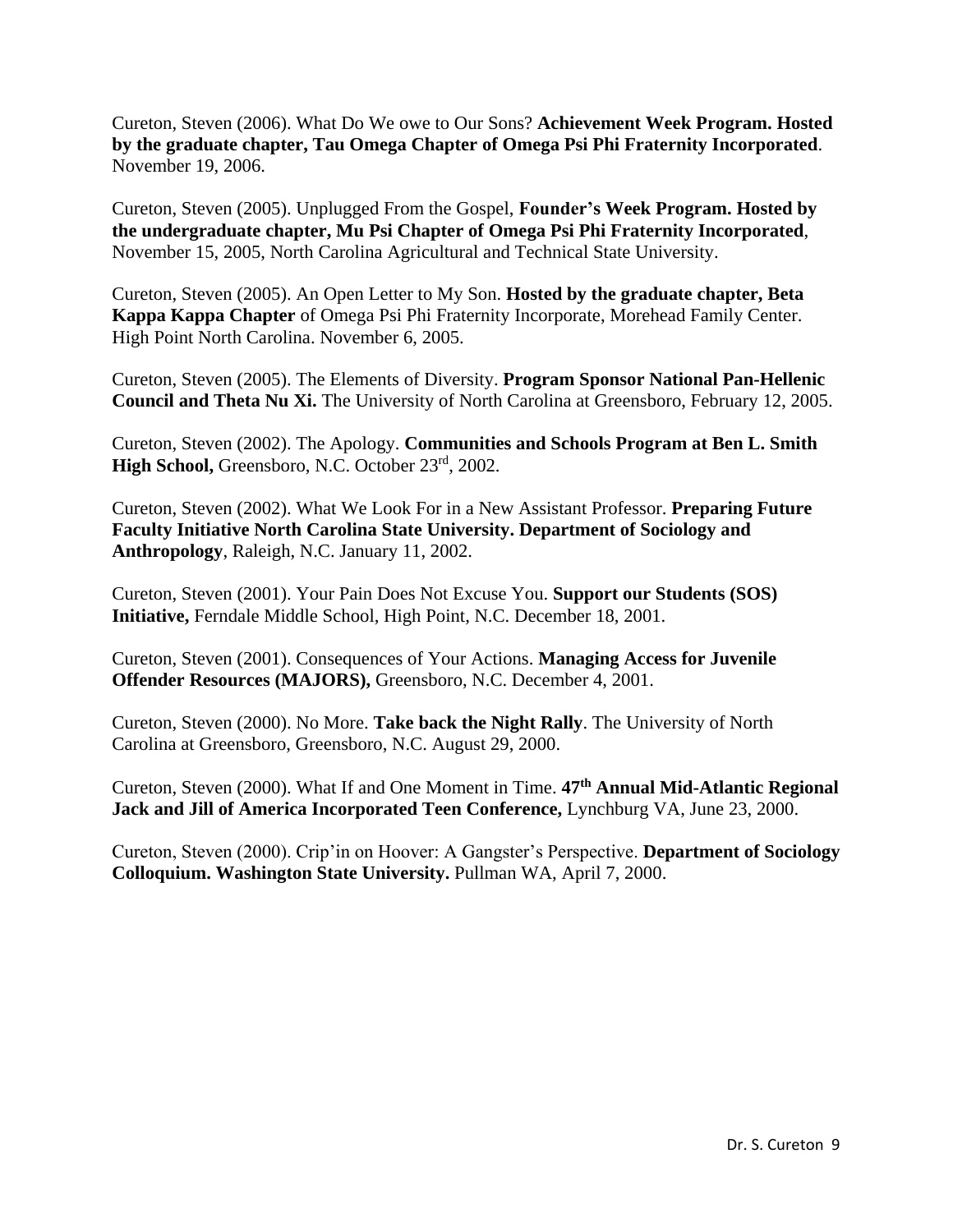Cureton, Steven (2006). What Do We owe to Our Sons? **Achievement Week Program. Hosted by the graduate chapter, Tau Omega Chapter of Omega Psi Phi Fraternity Incorporated**. November 19, 2006.

Cureton, Steven (2005). Unplugged From the Gospel, **Founder's Week Program. Hosted by the undergraduate chapter, Mu Psi Chapter of Omega Psi Phi Fraternity Incorporated**, November 15, 2005, North Carolina Agricultural and Technical State University.

Cureton, Steven (2005). An Open Letter to My Son. **Hosted by the graduate chapter, Beta Kappa Kappa Chapter** of Omega Psi Phi Fraternity Incorporate, Morehead Family Center. High Point North Carolina. November 6, 2005.

Cureton, Steven (2005). The Elements of Diversity. **Program Sponsor National Pan-Hellenic Council and Theta Nu Xi.** The University of North Carolina at Greensboro, February 12, 2005.

Cureton, Steven (2002). The Apology. **Communities and Schools Program at Ben L. Smith High School,** Greensboro, N.C. October 23rd, 2002.

Cureton, Steven (2002). What We Look For in a New Assistant Professor. **Preparing Future Faculty Initiative North Carolina State University. Department of Sociology and Anthropology**, Raleigh, N.C. January 11, 2002.

Cureton, Steven (2001). Your Pain Does Not Excuse You. **Support our Students (SOS) Initiative,** Ferndale Middle School, High Point, N.C. December 18, 2001.

Cureton, Steven (2001). Consequences of Your Actions. **Managing Access for Juvenile Offender Resources (MAJORS),** Greensboro, N.C. December 4, 2001.

Cureton, Steven (2000). No More. **Take back the Night Rally**. The University of North Carolina at Greensboro, Greensboro, N.C. August 29, 2000.

Cureton, Steven (2000). What If and One Moment in Time. **47th Annual Mid-Atlantic Regional Jack and Jill of America Incorporated Teen Conference,** Lynchburg VA, June 23, 2000.

Cureton, Steven (2000). Crip'in on Hoover: A Gangster's Perspective. **Department of Sociology Colloquium. Washington State University.** Pullman WA, April 7, 2000.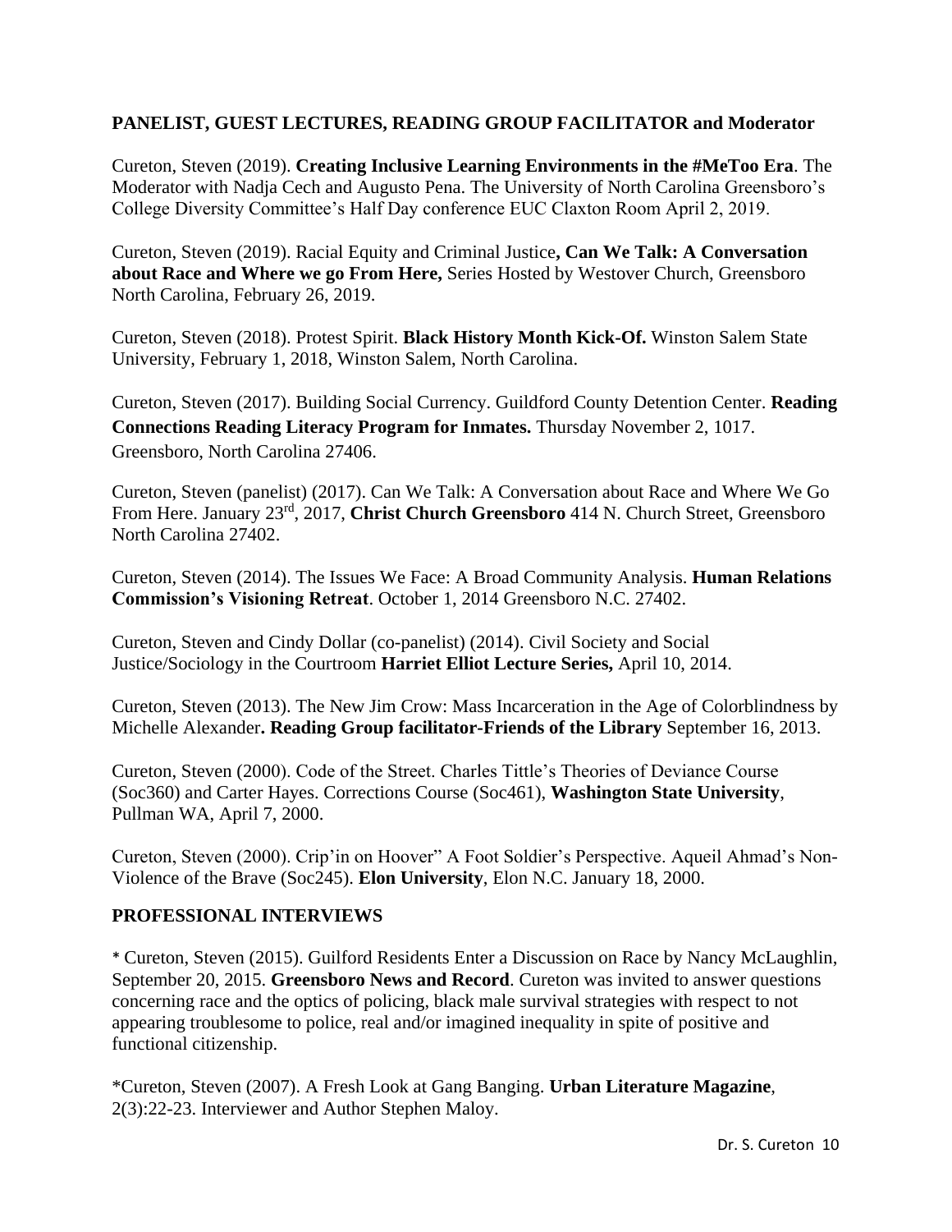## PANELIST, GUEST LECTURES, READING GROUP FACILITATOR and Moderator

Cureton, Steven (2019). **Creating Inclusive Learning Environments in the #MeToo Era**. The Moderator with Nadja Cech and Augusto Pena. The University of North Carolina Greensboro's College Diversity Committee's Half Day conference EUC Claxton Room April 2, 2019.

Cureton, Steven (2019). Racial Equity and Criminal Justice**, Can We Talk: A Conversation about Race and Where we go From Here,** Series Hosted by Westover Church, Greensboro North Carolina, February 26, 2019.

Cureton, Steven (2018). Protest Spirit. **Black History Month Kick-Of.** Winston Salem State University, February 1, 2018, Winston Salem, North Carolina.

Cureton, Steven (2017). Building Social Currency. Guildford County Detention Center. **Reading Connections Reading Literacy Program for Inmates.** Thursday November 2, 1017. Greensboro, North Carolina 27406.

Cureton, Steven (panelist) (2017). Can We Talk: A Conversation about Race and Where We Go From Here. January 23rd, 2017, **Christ Church Greensboro** 414 N. Church Street, Greensboro North Carolina 27402.

Cureton, Steven (2014). The Issues We Face: A Broad Community Analysis. **Human Relations Commission's Visioning Retreat**. October 1, 2014 Greensboro N.C. 27402.

Cureton, Steven and Cindy Dollar (co-panelist) (2014). Civil Society and Social Justice/Sociology in the Courtroom **Harriet Elliot Lecture Series,** April 10, 2014.

Cureton, Steven (2013). The New Jim Crow: Mass Incarceration in the Age of Colorblindness by Michelle Alexander**. Reading Group facilitator-Friends of the Library** September 16, 2013.

Cureton, Steven (2000). Code of the Street. Charles Tittle's Theories of Deviance Course (Soc360) and Carter Hayes. Corrections Course (Soc461), **Washington State University**, Pullman WA, April 7, 2000.

Cureton, Steven (2000). Crip'in on Hoover" A Foot Soldier's Perspective. Aqueil Ahmad's Non-Violence of the Brave (Soc245). **Elon University**, Elon N.C. January 18, 2000.

## PROFESSIONAL INTERVIEWS

* Cureton, Steven (2015). Guilford Residents Enter a Discussion on Race by Nancy McLaughlin, September 20, 2015. **Greensboro News and Record**. Cureton was invited to answer questions concerning race and the optics of policing, black male survival strategies with respect to not appearing troublesome to police, real and/or imagined inequality in spite of positive and functional citizenship.

*Cureton, Steven (2007). A Fresh Look at Gang Banging. **Urban Literature Magazine**, 2(3):22-23. Interviewer and Author Stephen Maloy.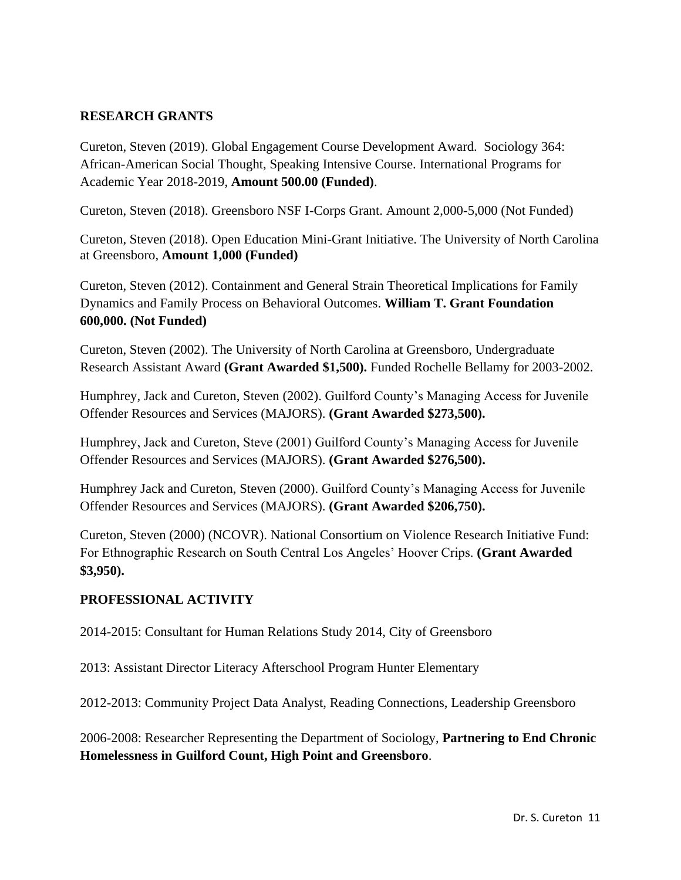## RESEARCH GRANTS

Cureton, Steven (2019). Global Engagement Course Development Award. Sociology 364: African-American Social Thought, Speaking Intensive Course. International Programs for Academic Year 2018-2019, **Amount 500.00 (Funded)**.

Cureton, Steven (2018). Greensboro NSF I-Corps Grant. Amount 2,000-5,000 (Not Funded)

Cureton, Steven (2018). Open Education Mini-Grant Initiative. The University of North Carolina at Greensboro, **Amount 1,000 (Funded)**

Cureton, Steven (2012). Containment and General Strain Theoretical Implications for Family Dynamics and Family Process on Behavioral Outcomes. **William T. Grant Foundation 600,000. (Not Funded)**

Cureton, Steven (2002). The University of North Carolina at Greensboro, Undergraduate Research Assistant Award **(Grant Awarded $1,500).** Funded Rochelle Bellamy for 2003-2002.

Humphrey, Jack and Cureton, Steven (2002). Guilford County's Managing Access for Juvenile Offender Resources and Services (MAJORS). **(Grant Awarded $273,500).**

Humphrey, Jack and Cureton, Steve (2001) Guilford County's Managing Access for Juvenile Offender Resources and Services (MAJORS). **(Grant Awarded $276,500).**

Humphrey Jack and Cureton, Steven (2000). Guilford County's Managing Access for Juvenile Offender Resources and Services (MAJORS). **(Grant Awarded $206,750).**

Cureton, Steven (2000) (NCOVR). National Consortium on Violence Research Initiative Fund: For Ethnographic Research on South Central Los Angeles' Hoover Crips. **(Grant Awarded $3,950).**

## PROFESSIONAL ACTIVITY

2014-2015: Consultant for Human Relations Study 2014, City of Greensboro

2013: Assistant Director Literacy Afterschool Program Hunter Elementary

2012-2013: Community Project Data Analyst, Reading Connections, Leadership Greensboro

2006-2008: Researcher Representing the Department of Sociology, **Partnering to End Chronic Homelessness in Guilford Count, High Point and Greensboro**.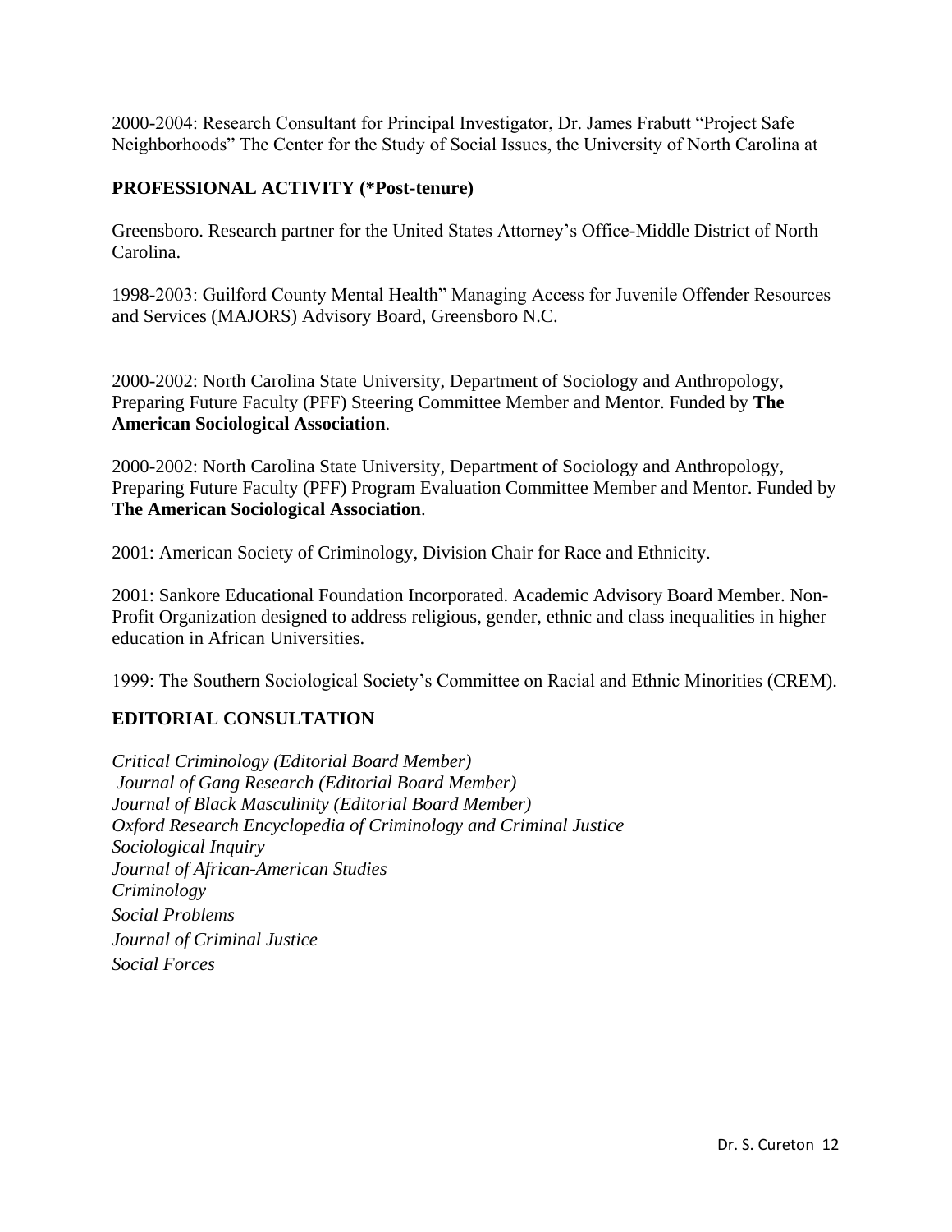2000-2004: Research Consultant for Principal Investigator, Dr. James Frabutt "Project Safe Neighborhoods" The Center for the Study of Social Issues, the University of North Carolina at

## PROFESSIONAL ACTIVITY (*Post-tenure)

Greensboro. Research partner for the United States Attorney's Office-Middle District of North Carolina.

1998-2003: Guilford County Mental Health" Managing Access for Juvenile Offender Resources and Services (MAJORS) Advisory Board, Greensboro N.C.

2000-2002: North Carolina State University, Department of Sociology and Anthropology, Preparing Future Faculty (PFF) Steering Committee Member and Mentor. Funded by **The American Sociological Association**.

2000-2002: North Carolina State University, Department of Sociology and Anthropology, Preparing Future Faculty (PFF) Program Evaluation Committee Member and Mentor. Funded by **The American Sociological Association**.

2001: American Society of Criminology, Division Chair for Race and Ethnicity.

2001: Sankore Educational Foundation Incorporated. Academic Advisory Board Member. Non-Profit Organization designed to address religious, gender, ethnic and class inequalities in higher education in African Universities.

1999: The Southern Sociological Society's Committee on Racial and Ethnic Minorities (CREM).

## EDITORIAL CONSULTATION

*Critical Criminology (Editorial Board Member)*
*Journal of Gang Research (Editorial Board Member)*
*Journal of Black Masculinity (Editorial Board Member)*
*Oxford Research Encyclopedia of Criminology and Criminal Justice*
*Sociological Inquiry*
*Journal of African-American Studies*
*Criminology*
*Social Problems*
*Journal of Criminal Justice*
*Social Forces*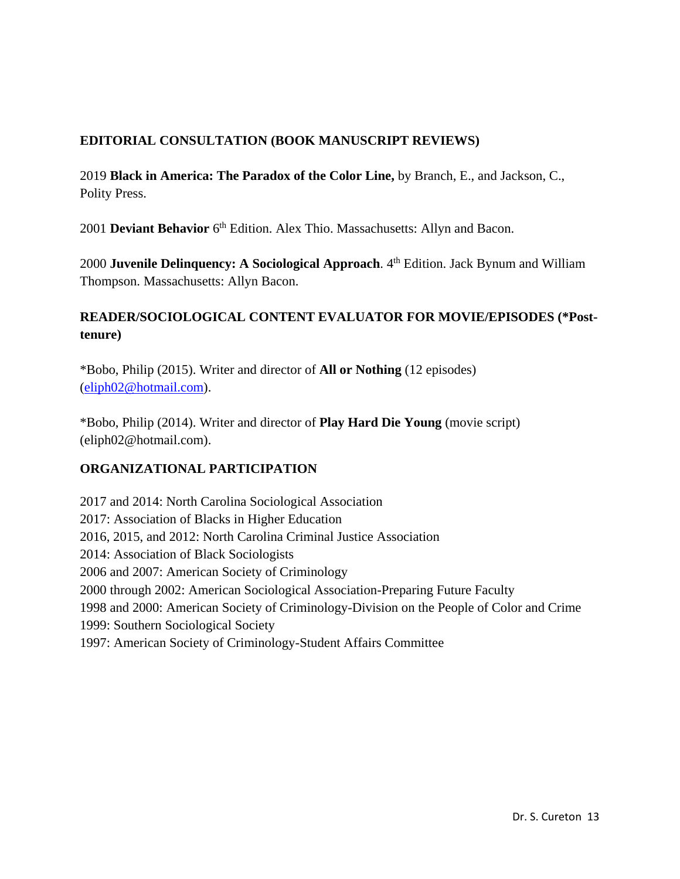## EDITORIAL CONSULTATION (BOOK MANUSCRIPT REVIEWS)

2019 **Black in America: The Paradox of the Color Line,** by Branch, E., and Jackson, C., Polity Press.

2001 **Deviant Behavior** 6th Edition. Alex Thio. Massachusetts: Allyn and Bacon.

2000 **Juvenile Delinquency: A Sociological Approach**. 4th Edition. Jack Bynum and William Thompson. Massachusetts: Allyn Bacon.

## READER/SOCIOLOGICAL CONTENT EVALUATOR FOR MOVIE/EPISODES (*Post-tenure)

*Bobo, Philip (2015). Writer and director of **All or Nothing** (12 episodes) (eliph02@hotmail.com).

*Bobo, Philip (2014). Writer and director of **Play Hard Die Young** (movie script) (eliph02@hotmail.com).

## ORGANIZATIONAL PARTICIPATION

2017 and 2014: North Carolina Sociological Association
2017: Association of Blacks in Higher Education
2016, 2015, and 2012: North Carolina Criminal Justice Association
2014: Association of Black Sociologists
2006 and 2007: American Society of Criminology
2000 through 2002: American Sociological Association-Preparing Future Faculty
1998 and 2000: American Society of Criminology-Division on the People of Color and Crime
1999: Southern Sociological Society
1997: American Society of Criminology-Student Affairs Committee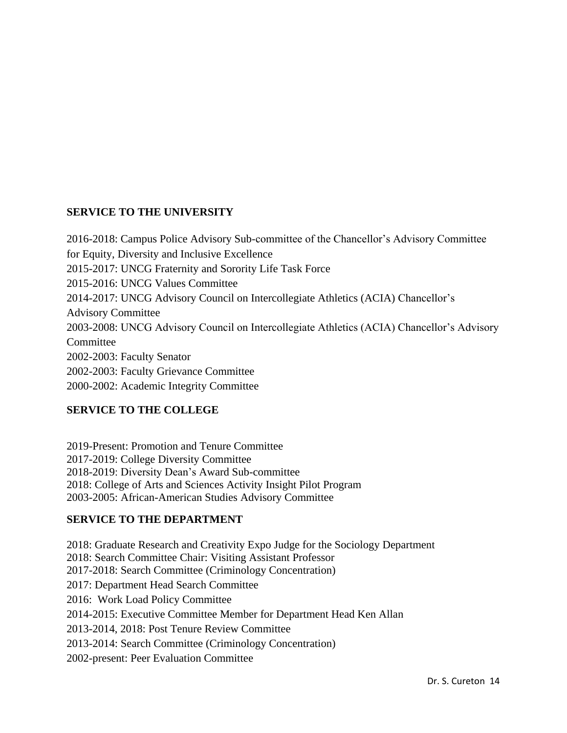## SERVICE TO THE UNIVERSITY

2016-2018: Campus Police Advisory Sub-committee of the Chancellor's Advisory Committee for Equity, Diversity and Inclusive Excellence
2015-2017: UNCG Fraternity and Sorority Life Task Force
2015-2016: UNCG Values Committee
2014-2017: UNCG Advisory Council on Intercollegiate Athletics (ACIA) Chancellor's Advisory Committee
2003-2008: UNCG Advisory Council on Intercollegiate Athletics (ACIA) Chancellor's Advisory Committee
2002-2003: Faculty Senator
2002-2003: Faculty Grievance Committee
2000-2002: Academic Integrity Committee

## SERVICE TO THE COLLEGE

2019-Present: Promotion and Tenure Committee
2017-2019: College Diversity Committee
2018-2019: Diversity Dean's Award Sub-committee
2018: College of Arts and Sciences Activity Insight Pilot Program
2003-2005: African-American Studies Advisory Committee

## SERVICE TO THE DEPARTMENT

2018: Graduate Research and Creativity Expo Judge for the Sociology Department
2018: Search Committee Chair: Visiting Assistant Professor
2017-2018: Search Committee (Criminology Concentration)
2017: Department Head Search Committee
2016: Work Load Policy Committee
2014-2015: Executive Committee Member for Department Head Ken Allan
2013-2014, 2018: Post Tenure Review Committee
2013-2014: Search Committee (Criminology Concentration)
2002-present: Peer Evaluation Committee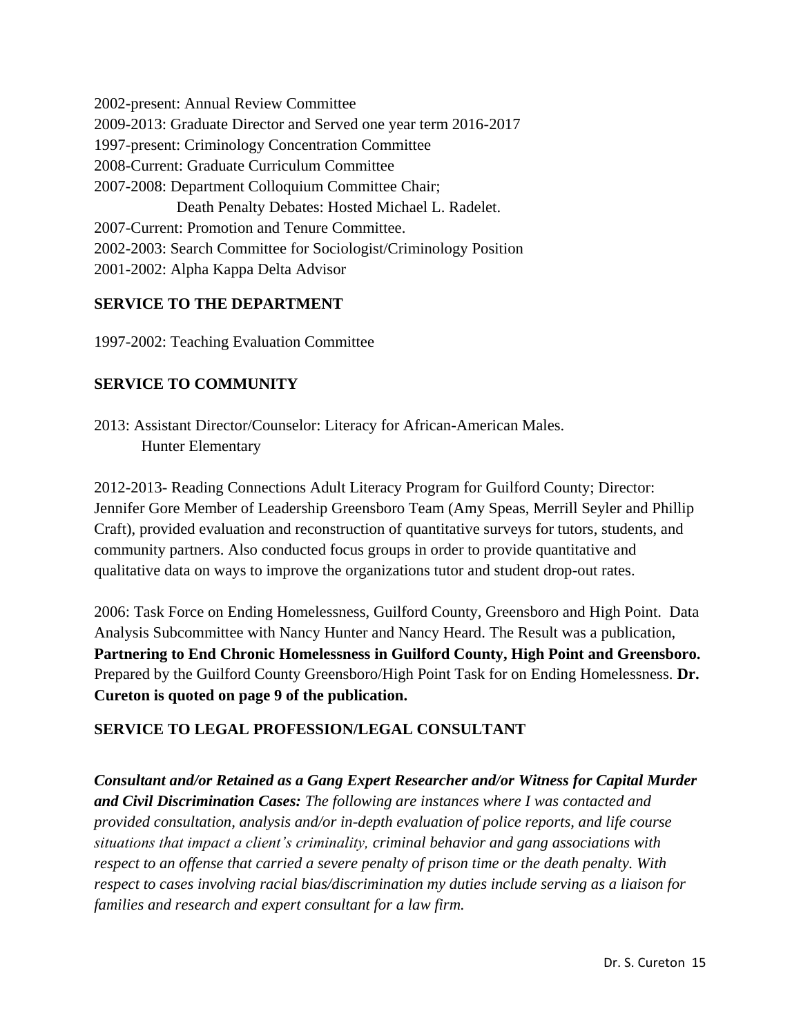2002-present: Annual Review Committee
2009-2013: Graduate Director and Served one year term 2016-2017
1997-present: Criminology Concentration Committee
2008-Current: Graduate Curriculum Committee
2007-2008: Department Colloquium Committee Chair;
 Death Penalty Debates: Hosted Michael L. Radelet.
2007-Current: Promotion and Tenure Committee.
2002-2003: Search Committee for Sociologist/Criminology Position
2001-2002: Alpha Kappa Delta Advisor

## SERVICE TO THE DEPARTMENT

1997-2002: Teaching Evaluation Committee

## SERVICE TO COMMUNITY

2013: Assistant Director/Counselor: Literacy for African-American Males.
 Hunter Elementary

2012-2013- Reading Connections Adult Literacy Program for Guilford County; Director: Jennifer Gore Member of Leadership Greensboro Team (Amy Speas, Merrill Seyler and Phillip Craft), provided evaluation and reconstruction of quantitative surveys for tutors, students, and community partners. Also conducted focus groups in order to provide quantitative and qualitative data on ways to improve the organizations tutor and student drop-out rates.

2006: Task Force on Ending Homelessness, Guilford County, Greensboro and High Point. Data Analysis Subcommittee with Nancy Hunter and Nancy Heard. The Result was a publication, **Partnering to End Chronic Homelessness in Guilford County, High Point and Greensboro.** Prepared by the Guilford County Greensboro/High Point Task for on Ending Homelessness. **Dr. Cureton is quoted on page 9 of the publication.**

## SERVICE TO LEGAL PROFESSION/LEGAL CONSULTANT

***Consultant and/or Retained as a Gang Expert Researcher and/or Witness for Capital Murder and Civil Discrimination Cases:*** *The following are instances where I was contacted and provided consultation, analysis and/or in-depth evaluation of police reports, and life course situations that impact a client's criminality, criminal behavior and gang associations with respect to an offense that carried a severe penalty of prison time or the death penalty. With respect to cases involving racial bias/discrimination my duties include serving as a liaison for families and research and expert consultant for a law firm.*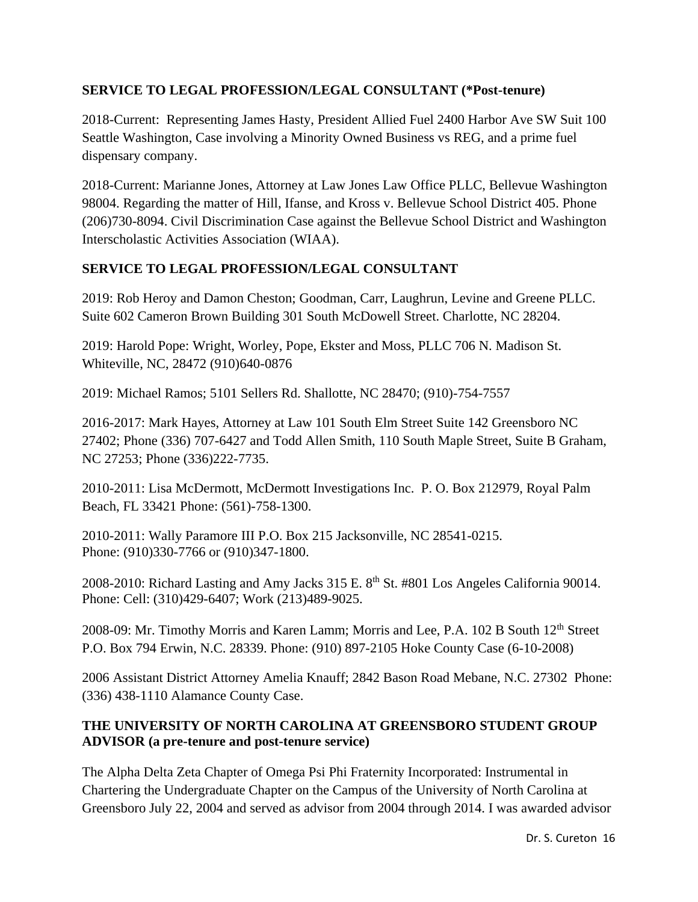**SERVICE TO LEGAL PROFESSION/LEGAL CONSULTANT (*Post-tenure)**

2018-Current: Representing James Hasty, President Allied Fuel 2400 Harbor Ave SW Suit 100 Seattle Washington, Case involving a Minority Owned Business vs REG, and a prime fuel dispensary company.

2018-Current: Marianne Jones, Attorney at Law Jones Law Office PLLC, Bellevue Washington 98004. Regarding the matter of Hill, Ifanse, and Kross v. Bellevue School District 405. Phone (206)730-8094. Civil Discrimination Case against the Bellevue School District and Washington Interscholastic Activities Association (WIAA).

**SERVICE TO LEGAL PROFESSION/LEGAL CONSULTANT**

2019: Rob Heroy and Damon Cheston; Goodman, Carr, Laughrun, Levine and Greene PLLC. Suite 602 Cameron Brown Building 301 South McDowell Street. Charlotte, NC 28204.

2019: Harold Pope: Wright, Worley, Pope, Ekster and Moss, PLLC 706 N. Madison St. Whiteville, NC, 28472 (910)640-0876

2019: Michael Ramos; 5101 Sellers Rd. Shallotte, NC 28470; (910)-754-7557

2016-2017: Mark Hayes, Attorney at Law 101 South Elm Street Suite 142 Greensboro NC 27402; Phone (336) 707-6427 and Todd Allen Smith, 110 South Maple Street, Suite B Graham, NC 27253; Phone (336)222-7735.

2010-2011: Lisa McDermott, McDermott Investigations Inc. P. O. Box 212979, Royal Palm Beach, FL 33421 Phone: (561)-758-1300.

2010-2011: Wally Paramore III P.O. Box 215 Jacksonville, NC 28541-0215.
Phone: (910)330-7766 or (910)347-1800.

2008-2010: Richard Lasting and Amy Jacks 315 E. 8th St. #801 Los Angeles California 90014. Phone: Cell: (310)429-6407; Work (213)489-9025.

2008-09: Mr. Timothy Morris and Karen Lamm; Morris and Lee, P.A. 102 B South 12th Street P.O. Box 794 Erwin, N.C. 28339. Phone: (910) 897-2105 Hoke County Case (6-10-2008)

2006 Assistant District Attorney Amelia Knauff; 2842 Bason Road Mebane, N.C. 27302 Phone: (336) 438-1110 Alamance County Case.

**THE UNIVERSITY OF NORTH CAROLINA AT GREENSBORO STUDENT GROUP ADVISOR (a pre-tenure and post-tenure service)**

The Alpha Delta Zeta Chapter of Omega Psi Phi Fraternity Incorporated: Instrumental in Chartering the Undergraduate Chapter on the Campus of the University of North Carolina at Greensboro July 22, 2004 and served as advisor from 2004 through 2014. I was awarded advisor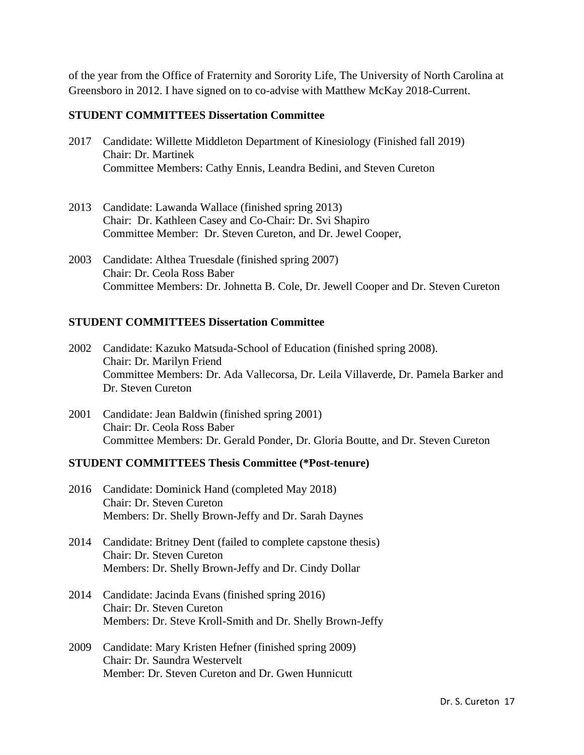of the year from the Office of Fraternity and Sorority Life, The University of North Carolina at Greensboro in 2012. I have signed on to co-advise with Matthew McKay 2018-Current.

**STUDENT COMMITTEES Dissertation Committee**

2017 Candidate: Willette Middleton Department of Kinesiology (Finished fall 2019)
Chair: Dr. Martinek
Committee Members: Cathy Ennis, Leandra Bedini, and Steven Cureton

2013 Candidate: Lawanda Wallace (finished spring 2013)
Chair: Dr. Kathleen Casey and Co-Chair: Dr. Svi Shapiro
Committee Member: Dr. Steven Cureton, and Dr. Jewel Cooper,

2003 Candidate: Althea Truesdale (finished spring 2007)
Chair: Dr. Ceola Ross Baber
Committee Members: Dr. Johnetta B. Cole, Dr. Jewell Cooper and Dr. Steven Cureton

**STUDENT COMMITTEES Dissertation Committee**

2002 Candidate: Kazuko Matsuda-School of Education (finished spring 2008).
Chair: Dr. Marilyn Friend
Committee Members: Dr. Ada Vallecorsa, Dr. Leila Villaverde, Dr. Pamela Barker and Dr. Steven Cureton

2001 Candidate: Jean Baldwin (finished spring 2001)
Chair: Dr. Ceola Ross Baber
Committee Members: Dr. Gerald Ponder, Dr. Gloria Boutte, and Dr. Steven Cureton

**STUDENT COMMITTEES Thesis Committee (*Post-tenure)**

2016 Candidate: Dominick Hand (completed May 2018)
Chair: Dr. Steven Cureton
Members: Dr. Shelly Brown-Jeffy and Dr. Sarah Daynes

2014 Candidate: Britney Dent (failed to complete capstone thesis)
Chair: Dr. Steven Cureton
Members: Dr. Shelly Brown-Jeffy and Dr. Cindy Dollar

2014 Candidate: Jacinda Evans (finished spring 2016)
Chair: Dr. Steven Cureton
Members: Dr. Steve Kroll-Smith and Dr. Shelly Brown-Jeffy

2009 Candidate: Mary Kristen Hefner (finished spring 2009)
Chair: Dr. Saundra Westervelt
Member: Dr. Steven Cureton and Dr. Gwen Hunnicutt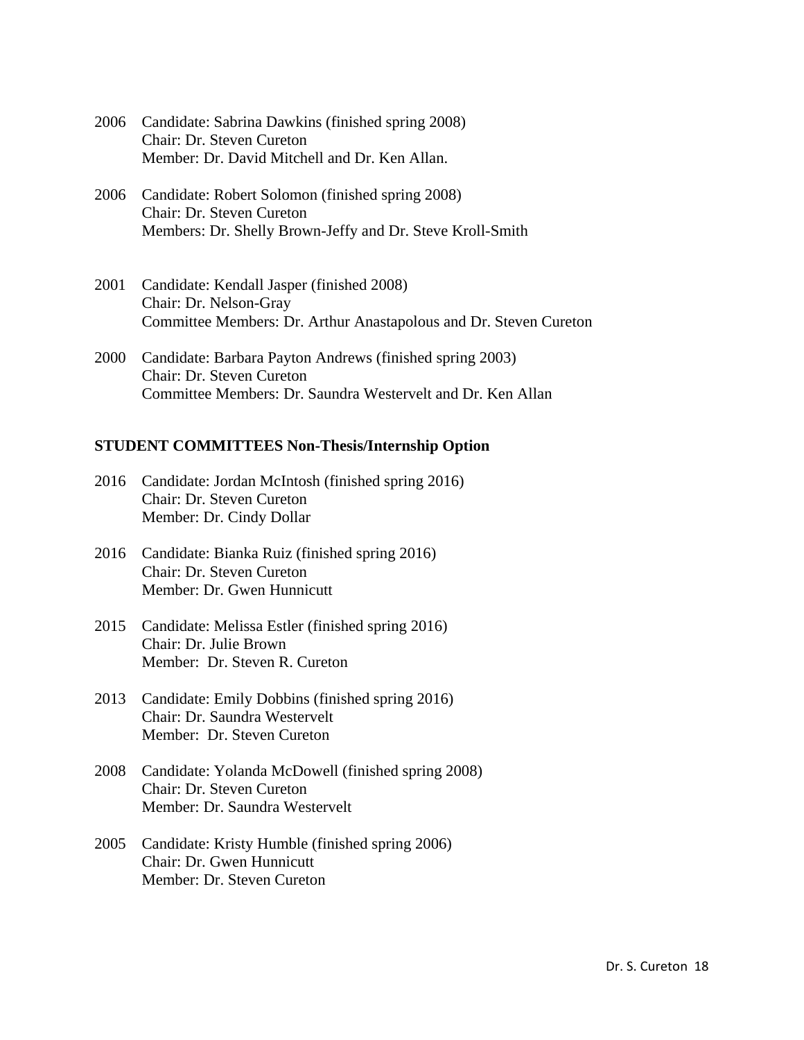2006 Candidate: Sabrina Dawkins (finished spring 2008)
Chair: Dr. Steven Cureton
Member: Dr. David Mitchell and Dr. Ken Allan.

2006 Candidate: Robert Solomon (finished spring 2008)
Chair: Dr. Steven Cureton
Members: Dr. Shelly Brown-Jeffy and Dr. Steve Kroll-Smith

2001 Candidate: Kendall Jasper (finished 2008)
Chair: Dr. Nelson-Gray
Committee Members: Dr. Arthur Anastapolous and Dr. Steven Cureton

2000 Candidate: Barbara Payton Andrews (finished spring 2003)
Chair: Dr. Steven Cureton
Committee Members: Dr. Saundra Westervelt and Dr. Ken Allan

**STUDENT COMMITTEES Non-Thesis/Internship Option**

2016 Candidate: Jordan McIntosh (finished spring 2016)
Chair: Dr. Steven Cureton
Member: Dr. Cindy Dollar

2016 Candidate: Bianka Ruiz (finished spring 2016)
Chair: Dr. Steven Cureton
Member: Dr. Gwen Hunnicutt

2015 Candidate: Melissa Estler (finished spring 2016)
Chair: Dr. Julie Brown
Member: Dr. Steven R. Cureton

2013 Candidate: Emily Dobbins (finished spring 2016)
Chair: Dr. Saundra Westervelt
Member: Dr. Steven Cureton

2008 Candidate: Yolanda McDowell (finished spring 2008)
Chair: Dr. Steven Cureton
Member: Dr. Saundra Westervelt

2005 Candidate: Kristy Humble (finished spring 2006)
Chair: Dr. Gwen Hunnicutt
Member: Dr. Steven Cureton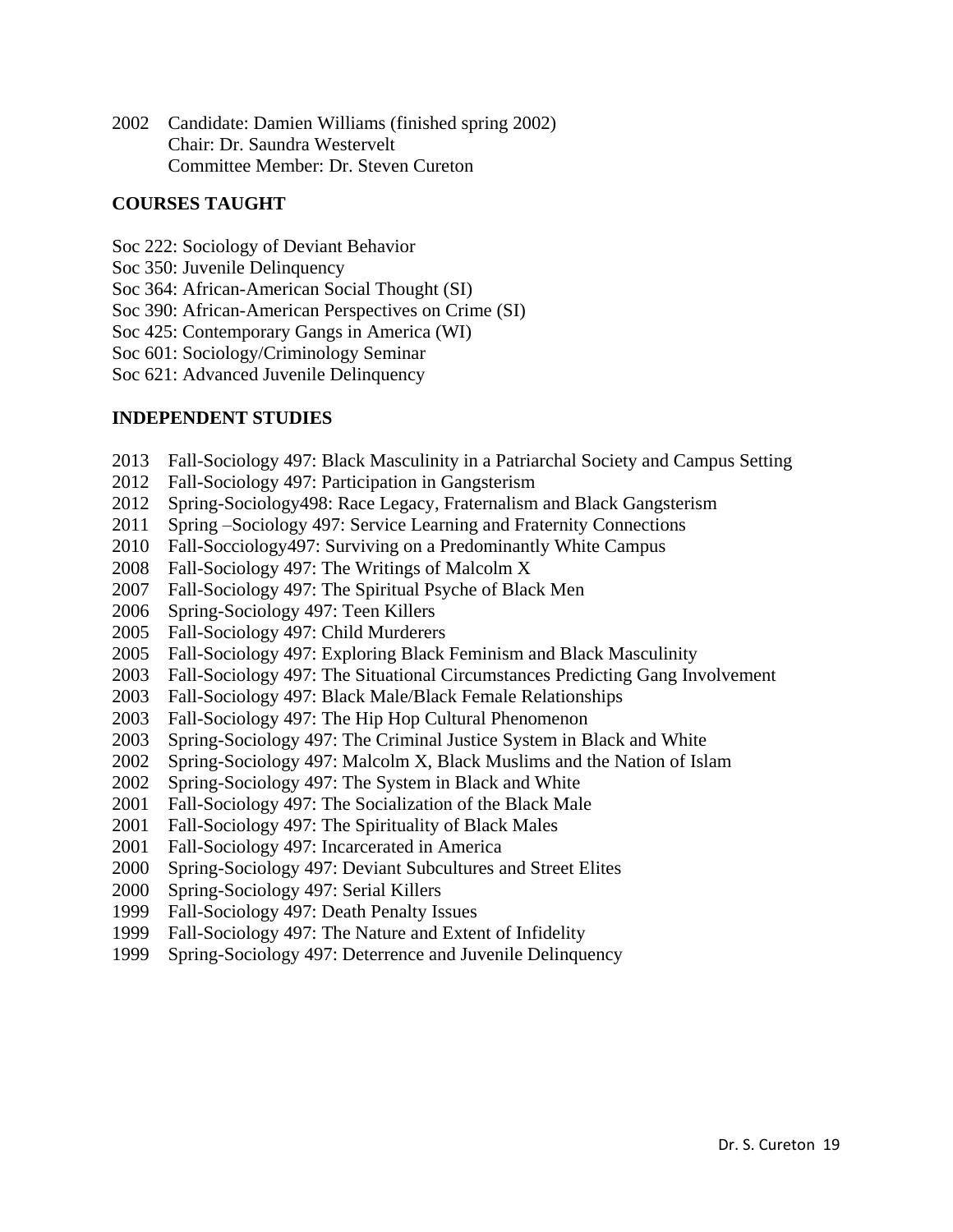2002 Candidate: Damien Williams (finished spring 2002)
Chair: Dr. Saundra Westervelt
Committee Member: Dr. Steven Cureton

## COURSES TAUGHT

Soc 222: Sociology of Deviant Behavior
Soc 350: Juvenile Delinquency
Soc 364: African-American Social Thought (SI)
Soc 390: African-American Perspectives on Crime (SI)
Soc 425: Contemporary Gangs in America (WI)
Soc 601: Sociology/Criminology Seminar
Soc 621: Advanced Juvenile Delinquency

## INDEPENDENT STUDIES

2013 Fall-Sociology 497: Black Masculinity in a Patriarchal Society and Campus Setting
2012 Fall-Sociology 497: Participation in Gangsterism
2012 Spring-Sociology498: Race Legacy, Fraternalism and Black Gangsterism
2011 Spring –Sociology 497: Service Learning and Fraternity Connections
2010 Fall-Socciology497: Surviving on a Predominantly White Campus
2008 Fall-Sociology 497: The Writings of Malcolm X
2007 Fall-Sociology 497: The Spiritual Psyche of Black Men
2006 Spring-Sociology 497: Teen Killers
2005 Fall-Sociology 497: Child Murderers
2005 Fall-Sociology 497: Exploring Black Feminism and Black Masculinity
2003 Fall-Sociology 497: The Situational Circumstances Predicting Gang Involvement
2003 Fall-Sociology 497: Black Male/Black Female Relationships
2003 Fall-Sociology 497: The Hip Hop Cultural Phenomenon
2003 Spring-Sociology 497: The Criminal Justice System in Black and White
2002 Spring-Sociology 497: Malcolm X, Black Muslims and the Nation of Islam
2002 Spring-Sociology 497: The System in Black and White
2001 Fall-Sociology 497: The Socialization of the Black Male
2001 Fall-Sociology 497: The Spirituality of Black Males
2001 Fall-Sociology 497: Incarcerated in America
2000 Spring-Sociology 497: Deviant Subcultures and Street Elites
2000 Spring-Sociology 497: Serial Killers
1999 Fall-Sociology 497: Death Penalty Issues
1999 Fall-Sociology 497: The Nature and Extent of Infidelity
1999 Spring-Sociology 497: Deterrence and Juvenile Delinquency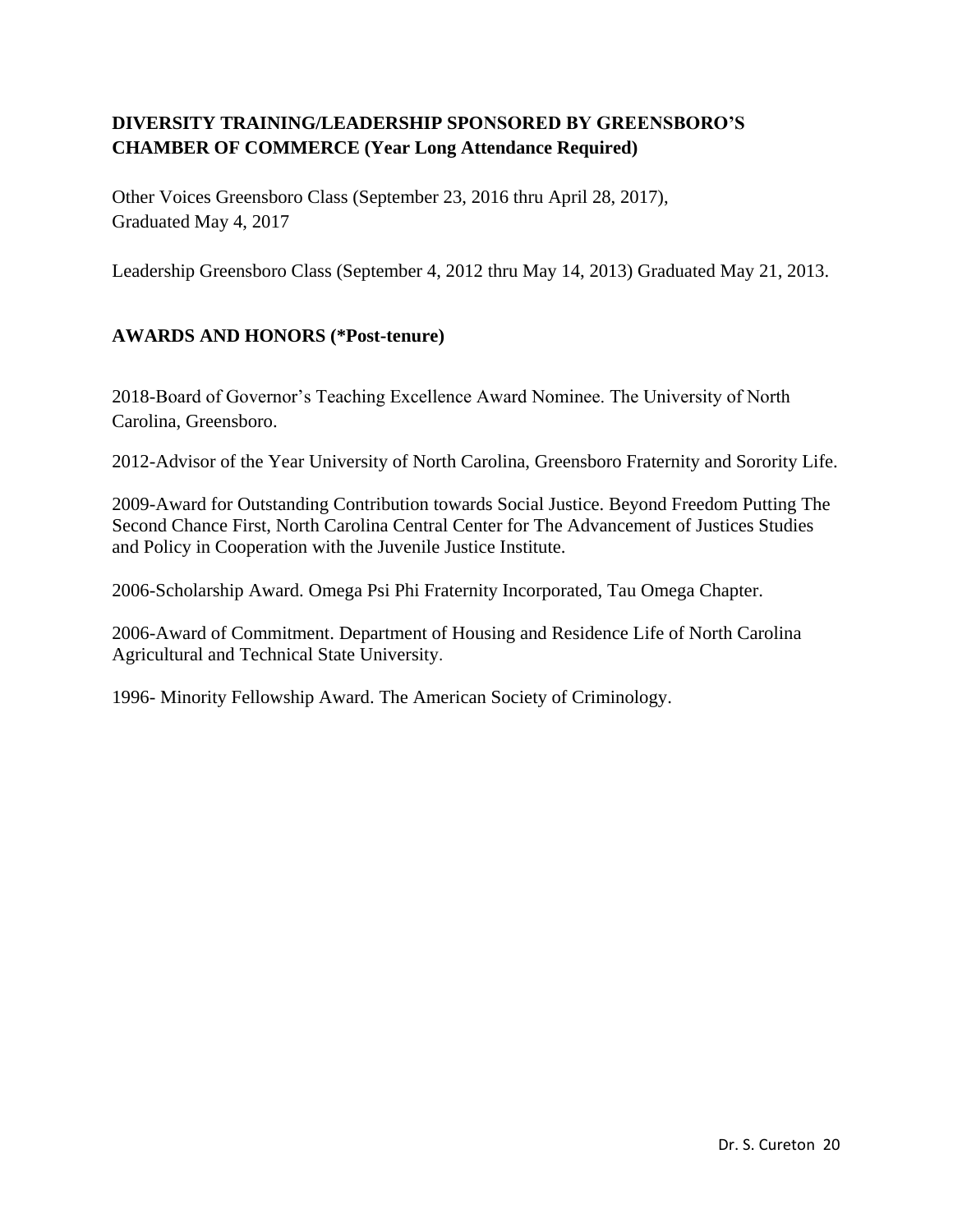## DIVERSITY TRAINING/LEADERSHIP SPONSORED BY GREENSBORO'S CHAMBER OF COMMERCE (Year Long Attendance Required)

Other Voices Greensboro Class (September 23, 2016 thru April 28, 2017), Graduated May 4, 2017

Leadership Greensboro Class (September 4, 2012 thru May 14, 2013) Graduated May 21, 2013.

## AWARDS AND HONORS (*Post-tenure)

2018-Board of Governor's Teaching Excellence Award Nominee. The University of North Carolina, Greensboro.

2012-Advisor of the Year University of North Carolina, Greensboro Fraternity and Sorority Life.

2009-Award for Outstanding Contribution towards Social Justice. Beyond Freedom Putting The Second Chance First, North Carolina Central Center for The Advancement of Justices Studies and Policy in Cooperation with the Juvenile Justice Institute.

2006-Scholarship Award. Omega Psi Phi Fraternity Incorporated, Tau Omega Chapter.

2006-Award of Commitment. Department of Housing and Residence Life of North Carolina Agricultural and Technical State University.

1996- Minority Fellowship Award. The American Society of Criminology.